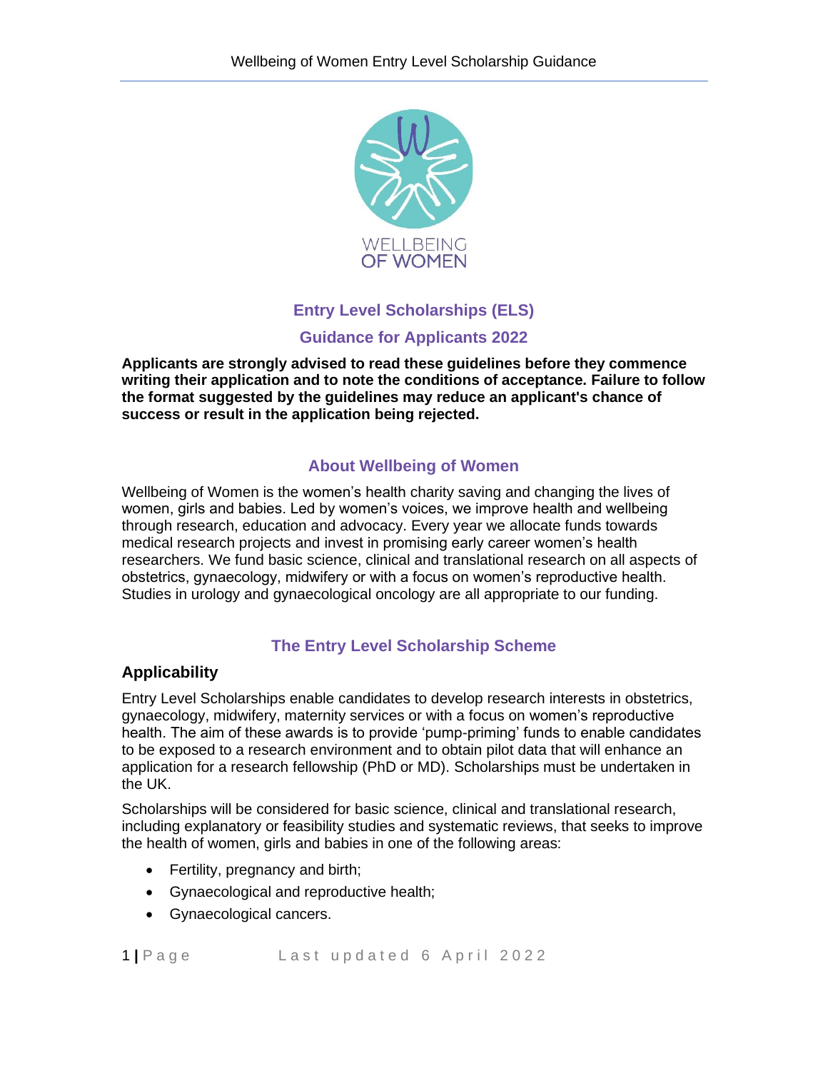# Entry Level Scholarships (ELS)

## Guidance for Applicants 2022

**Applicants are strongly advised to read these guidelines before they commence writing their application and to note the conditions of acceptance. Failure to follow the format suggested by the guidelines may reduce an applicant's chance of success or result in the application being rejected.**

## About Wellbeing of Women

Wellbeing of Women is the women's health charity saving and changing the lives of women, girls and babies. Led by women's voices, we improve health and wellbeing through research, education and advocacy. Every year we allocate funds towards medical research projects and invest in promising early career women's health researchers. We fund basic science, clinical and translational research on all aspects of obstetrics, gynaecology, midwifery or with a focus on women's reproductive health. Studies in urology and gynaecological oncology are all appropriate to our funding.

## The Entry Level Scholarship Scheme

### Applicability

Entry Level Scholarships enable candidates to develop research interests in obstetrics, gynaecology, midwifery, maternity services or with a focus on women's reproductive health. The aim of these awards is to provide 'pump-priming' funds to enable candidates to be exposed to a research environment and to obtain pilot data that will enhance an application for a research fellowship (PhD or MD). Scholarships must be undertaken in the UK.

Scholarships will be considered for basic science, clinical and translational research, including explanatory or feasibility studies and systematic reviews, that seeks to improve the health of women, girls and babies in one of the following areas:

- Fertility, pregnancy and birth;
- Gynaecological and reproductive health;
- Gynaecological cancers.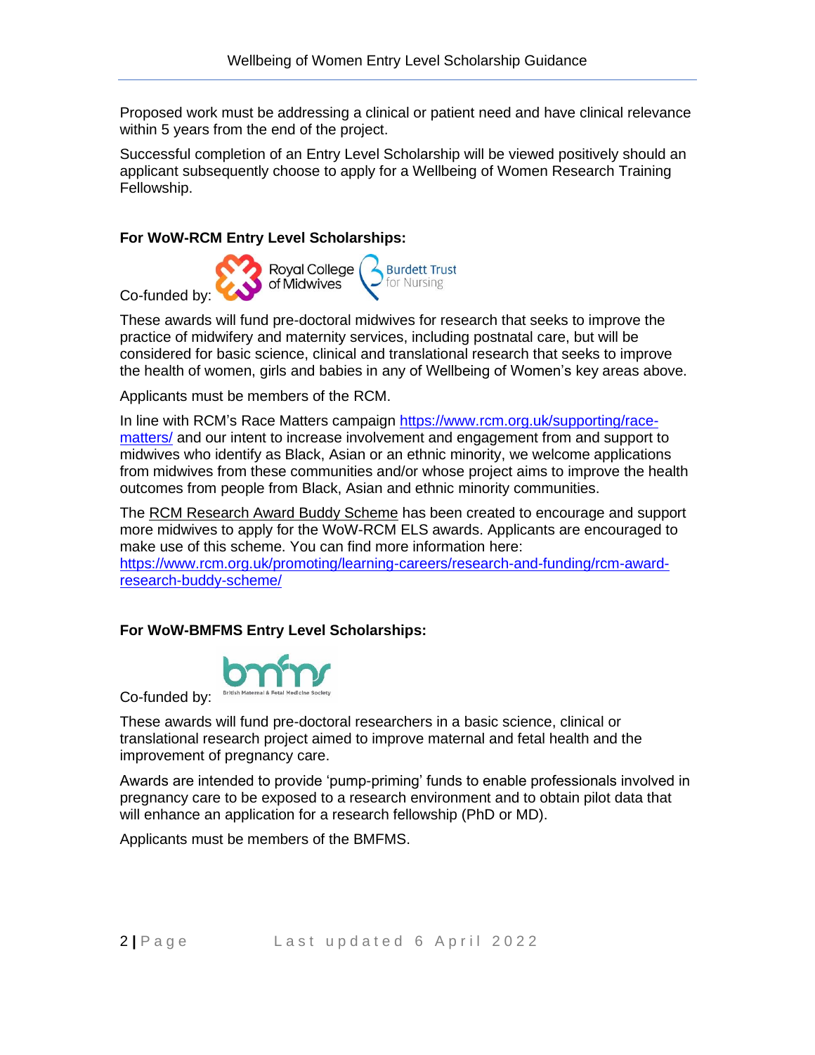Proposed work must be addressing a clinical or patient need and have clinical relevance within 5 years from the end of the project.

Successful completion of an Entry Level Scholarship will be viewed positively should an applicant subsequently choose to apply for a Wellbeing of Women Research Training Fellowship.

**For WoW-RCM Entry Level Scholarships:**

Co-funded by: Royal College of Midwives, Burdett Trust for Nursing

These awards will fund pre-doctoral midwives for research that seeks to improve the practice of midwifery and maternity services, including postnatal care, but will be considered for basic science, clinical and translational research that seeks to improve the health of women, girls and babies in any of Wellbeing of Women's key areas above.

Applicants must be members of the RCM.

In line with RCM's Race Matters campaign https://www.rcm.org.uk/supporting/race-matters/ and our intent to increase involvement and engagement from and support to midwives who identify as Black, Asian or an ethnic minority, we welcome applications from midwives from these communities and/or whose project aims to improve the health outcomes from people from Black, Asian and ethnic minority communities.

The RCM Research Award Buddy Scheme has been created to encourage and support more midwives to apply for the WoW-RCM ELS awards. Applicants are encouraged to make use of this scheme. You can find more information here: https://www.rcm.org.uk/promoting/learning-careers/research-and-funding/rcm-award-research-buddy-scheme/

**For WoW-BMFMS Entry Level Scholarships:**

Co-funded by: bmfms British Maternal & Fetal Medicine Society

These awards will fund pre-doctoral researchers in a basic science, clinical or translational research project aimed to improve maternal and fetal health and the improvement of pregnancy care.

Awards are intended to provide 'pump-priming' funds to enable professionals involved in pregnancy care to be exposed to a research environment and to obtain pilot data that will enhance an application for a research fellowship (PhD or MD).

Applicants must be members of the BMFMS.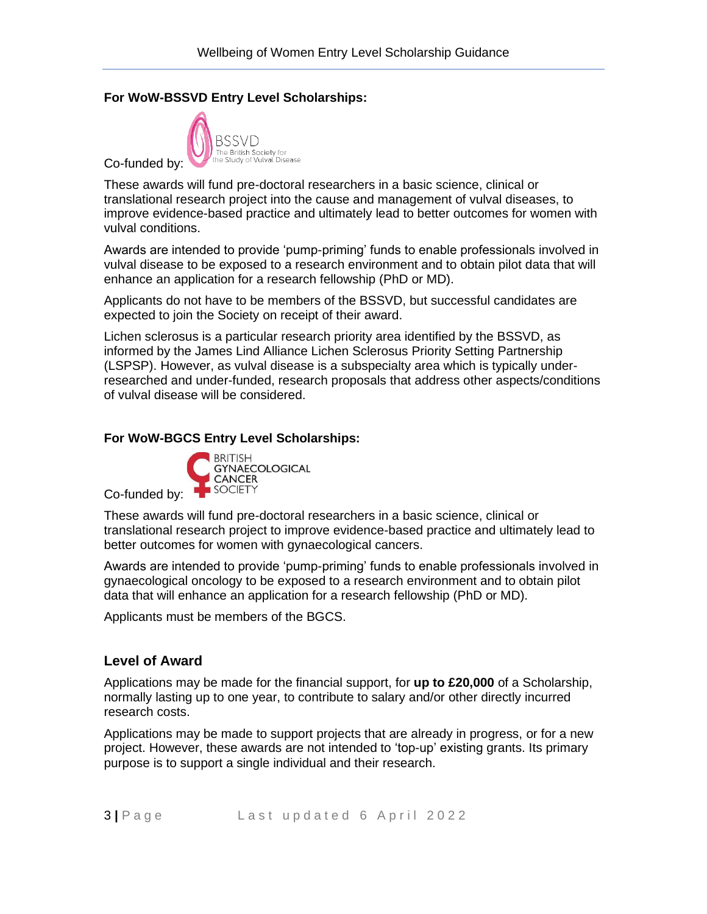### For WoW-BSSVD Entry Level Scholarships:

Co-funded by: BSSVD The British Society for the Study of Vulval Disease

These awards will fund pre-doctoral researchers in a basic science, clinical or translational research project into the cause and management of vulval diseases, to improve evidence-based practice and ultimately lead to better outcomes for women with vulval conditions.

Awards are intended to provide 'pump-priming' funds to enable professionals involved in vulval disease to be exposed to a research environment and to obtain pilot data that will enhance an application for a research fellowship (PhD or MD).

Applicants do not have to be members of the BSSVD, but successful candidates are expected to join the Society on receipt of their award.

Lichen sclerosus is a particular research priority area identified by the BSSVD, as informed by the James Lind Alliance Lichen Sclerosus Priority Setting Partnership (LSPSP). However, as vulval disease is a subspecialty area which is typically under-researched and under-funded, research proposals that address other aspects/conditions of vulval disease will be considered.

### For WoW-BGCS Entry Level Scholarships:

Co-funded by: British Gynaecological Cancer Society

These awards will fund pre-doctoral researchers in a basic science, clinical or translational research project to improve evidence-based practice and ultimately lead to better outcomes for women with gynaecological cancers.

Awards are intended to provide 'pump-priming' funds to enable professionals involved in gynaecological oncology to be exposed to a research environment and to obtain pilot data that will enhance an application for a research fellowship (PhD or MD).

Applicants must be members of the BGCS.

## Level of Award

Applications may be made for the financial support, for **up to £20,000** of a Scholarship, normally lasting up to one year, to contribute to salary and/or other directly incurred research costs.

Applications may be made to support projects that are already in progress, or for a new project. However, these awards are not intended to 'top-up' existing grants. Its primary purpose is to support a single individual and their research.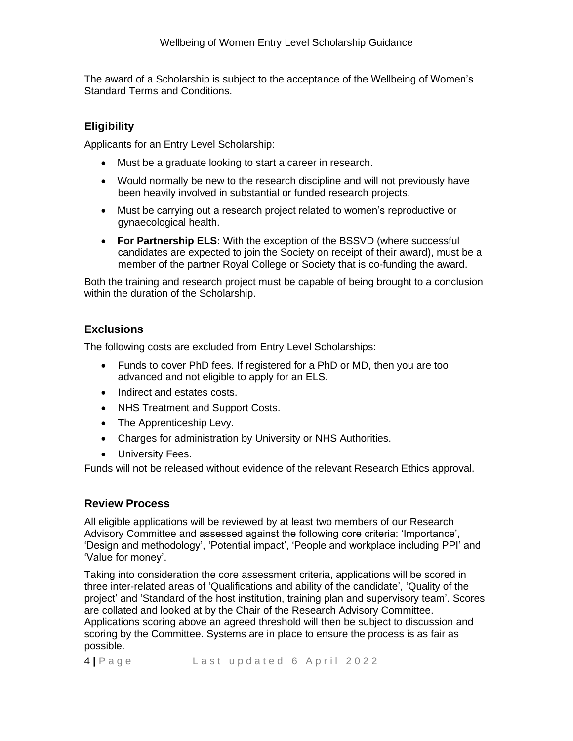The award of a Scholarship is subject to the acceptance of the Wellbeing of Women's Standard Terms and Conditions.

## Eligibility

Applicants for an Entry Level Scholarship:

- Must be a graduate looking to start a career in research.
- Would normally be new to the research discipline and will not previously have been heavily involved in substantial or funded research projects.
- Must be carrying out a research project related to women's reproductive or gynaecological health.
- **For Partnership ELS:** With the exception of the BSSVD (where successful candidates are expected to join the Society on receipt of their award), must be a member of the partner Royal College or Society that is co-funding the award.

Both the training and research project must be capable of being brought to a conclusion within the duration of the Scholarship.

## Exclusions

The following costs are excluded from Entry Level Scholarships:

- Funds to cover PhD fees. If registered for a PhD or MD, then you are too advanced and not eligible to apply for an ELS.
- Indirect and estates costs.
- NHS Treatment and Support Costs.
- The Apprenticeship Levy.
- Charges for administration by University or NHS Authorities.
- University Fees.

Funds will not be released without evidence of the relevant Research Ethics approval.

## Review Process

All eligible applications will be reviewed by at least two members of our Research Advisory Committee and assessed against the following core criteria: 'Importance', 'Design and methodology', 'Potential impact', 'People and workplace including PPI' and 'Value for money'.

Taking into consideration the core assessment criteria, applications will be scored in three inter-related areas of 'Qualifications and ability of the candidate', 'Quality of the project' and 'Standard of the host institution, training plan and supervisory team'. Scores are collated and looked at by the Chair of the Research Advisory Committee. Applications scoring above an agreed threshold will then be subject to discussion and scoring by the Committee. Systems are in place to ensure the process is as fair as possible.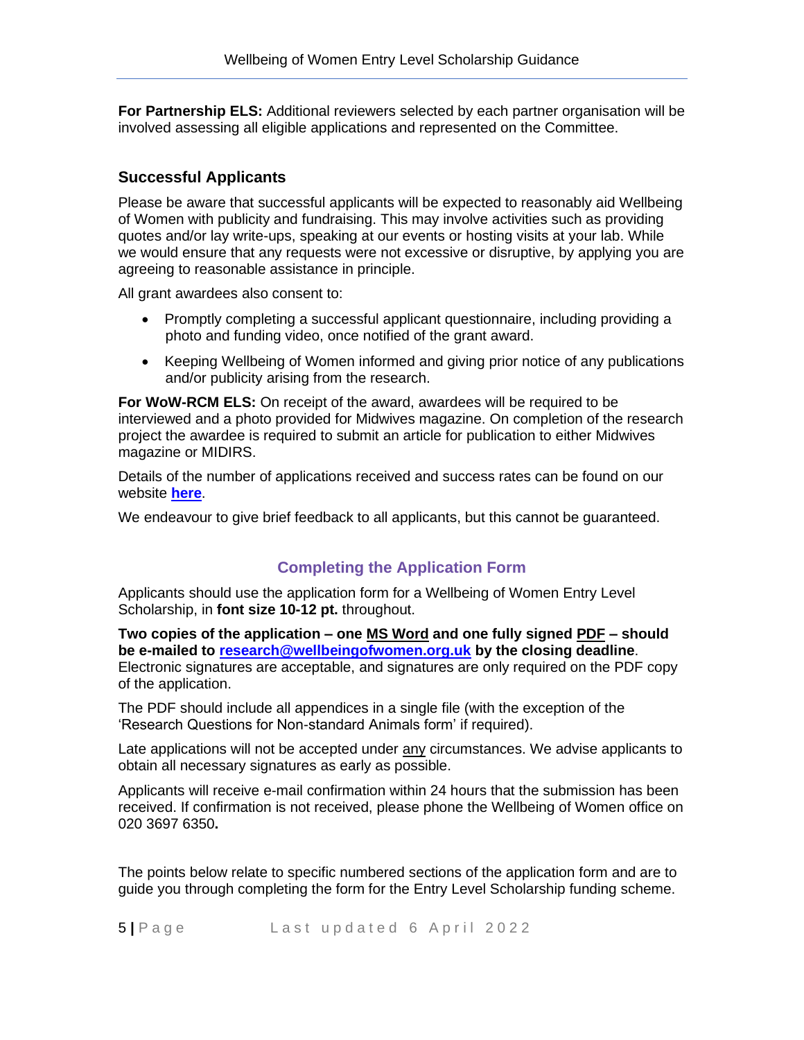**For Partnership ELS:** Additional reviewers selected by each partner organisation will be involved assessing all eligible applications and represented on the Committee.

### Successful Applicants

Please be aware that successful applicants will be expected to reasonably aid Wellbeing of Women with publicity and fundraising. This may involve activities such as providing quotes and/or lay write-ups, speaking at our events or hosting visits at your lab. While we would ensure that any requests were not excessive or disruptive, by applying you are agreeing to reasonable assistance in principle.

All grant awardees also consent to:

- Promptly completing a successful applicant questionnaire, including providing a photo and funding video, once notified of the grant award.
- Keeping Wellbeing of Women informed and giving prior notice of any publications and/or publicity arising from the research.

**For WoW-RCM ELS:** On receipt of the award, awardees will be required to be interviewed and a photo provided for Midwives magazine. On completion of the research project the awardee is required to submit an article for publication to either Midwives magazine or MIDIRS.

Details of the number of applications received and success rates can be found on our website **here**.

We endeavour to give brief feedback to all applicants, but this cannot be guaranteed.

## Completing the Application Form

Applicants should use the application form for a Wellbeing of Women Entry Level Scholarship, in **font size 10-12 pt.** throughout.

**Two copies of the application – one MS Word and one fully signed PDF – should be e-mailed to research@wellbeingofwomen.org.uk by the closing deadline**. Electronic signatures are acceptable, and signatures are only required on the PDF copy of the application.

The PDF should include all appendices in a single file (with the exception of the 'Research Questions for Non-standard Animals form' if required).

Late applications will not be accepted under any circumstances. We advise applicants to obtain all necessary signatures as early as possible.

Applicants will receive e-mail confirmation within 24 hours that the submission has been received. If confirmation is not received, please phone the Wellbeing of Women office on 020 3697 6350**.**

The points below relate to specific numbered sections of the application form and are to guide you through completing the form for the Entry Level Scholarship funding scheme.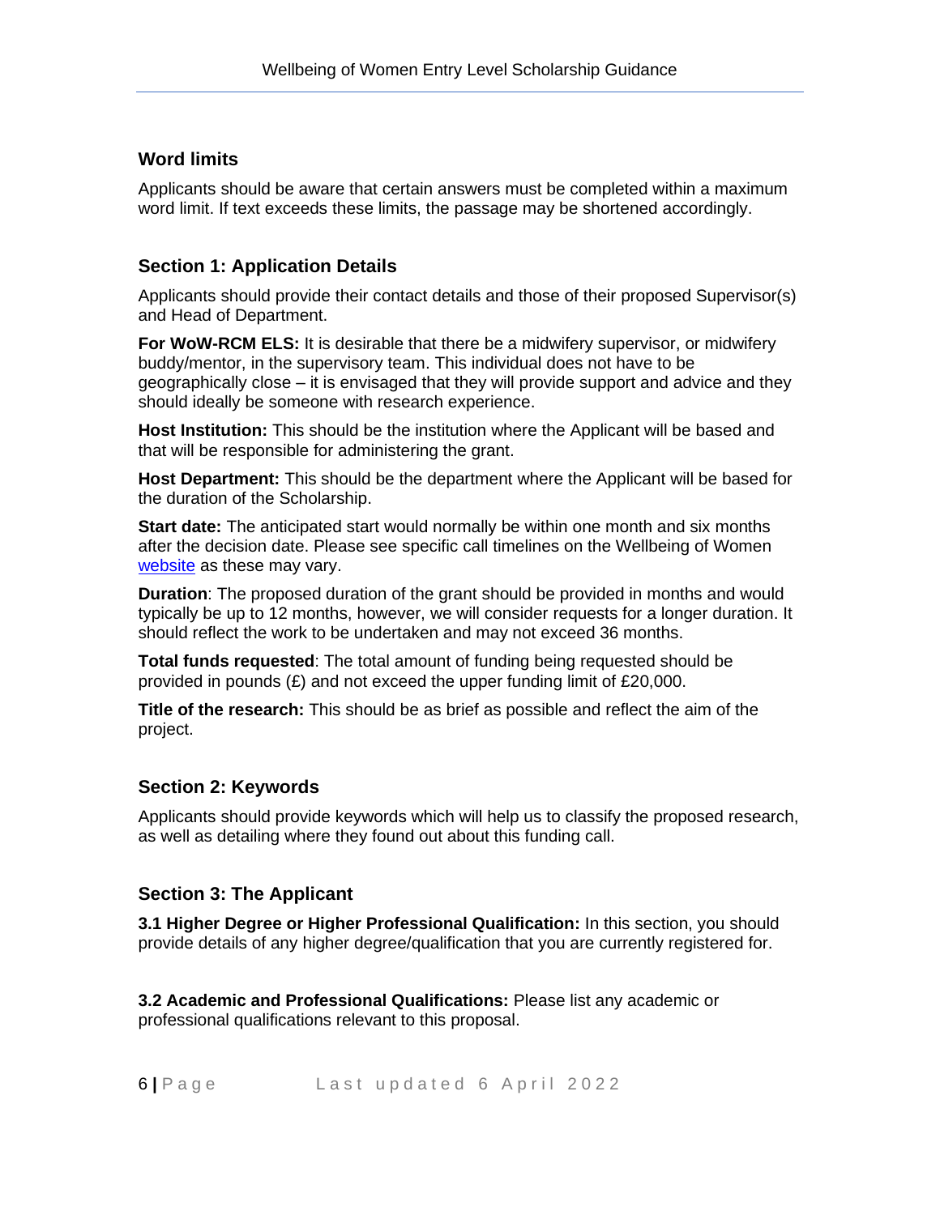## Word limits

Applicants should be aware that certain answers must be completed within a maximum word limit. If text exceeds these limits, the passage may be shortened accordingly.

## Section 1: Application Details

Applicants should provide their contact details and those of their proposed Supervisor(s) and Head of Department.

**For WoW-RCM ELS:** It is desirable that there be a midwifery supervisor, or midwifery buddy/mentor, in the supervisory team. This individual does not have to be geographically close – it is envisaged that they will provide support and advice and they should ideally be someone with research experience.

**Host Institution:** This should be the institution where the Applicant will be based and that will be responsible for administering the grant.

**Host Department:** This should be the department where the Applicant will be based for the duration of the Scholarship.

**Start date:** The anticipated start would normally be within one month and six months after the decision date. Please see specific call timelines on the Wellbeing of Women website as these may vary.

**Duration**: The proposed duration of the grant should be provided in months and would typically be up to 12 months, however, we will consider requests for a longer duration. It should reflect the work to be undertaken and may not exceed 36 months.

**Total funds requested**: The total amount of funding being requested should be provided in pounds (£) and not exceed the upper funding limit of £20,000.

**Title of the research:** This should be as brief as possible and reflect the aim of the project.

## Section 2: Keywords

Applicants should provide keywords which will help us to classify the proposed research, as well as detailing where they found out about this funding call.

## Section 3: The Applicant

**3.1 Higher Degree or Higher Professional Qualification:** In this section, you should provide details of any higher degree/qualification that you are currently registered for.

**3.2 Academic and Professional Qualifications:** Please list any academic or professional qualifications relevant to this proposal.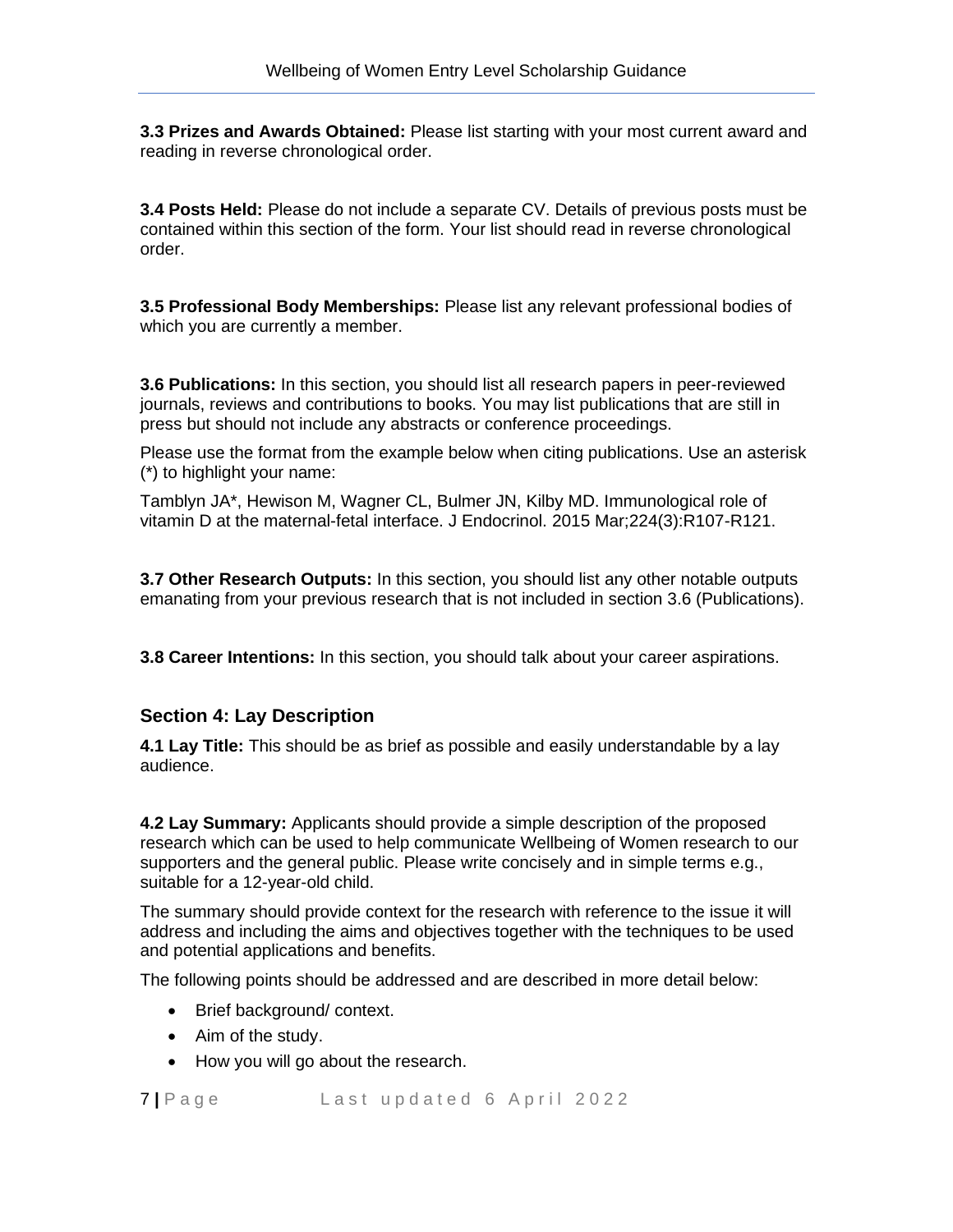**3.3 Prizes and Awards Obtained:** Please list starting with your most current award and reading in reverse chronological order.

**3.4 Posts Held:** Please do not include a separate CV. Details of previous posts must be contained within this section of the form. Your list should read in reverse chronological order.

**3.5 Professional Body Memberships:** Please list any relevant professional bodies of which you are currently a member.

**3.6 Publications:** In this section, you should list all research papers in peer-reviewed journals, reviews and contributions to books. You may list publications that are still in press but should not include any abstracts or conference proceedings.

Please use the format from the example below when citing publications. Use an asterisk (*) to highlight your name:

Tamblyn JA*, Hewison M, Wagner CL, Bulmer JN, Kilby MD. Immunological role of vitamin D at the maternal-fetal interface. J Endocrinol. 2015 Mar;224(3):R107-R121.

**3.7 Other Research Outputs:** In this section, you should list any other notable outputs emanating from your previous research that is not included in section 3.6 (Publications).

**3.8 Career Intentions:** In this section, you should talk about your career aspirations.

## Section 4: Lay Description

**4.1 Lay Title:** This should be as brief as possible and easily understandable by a lay audience.

**4.2 Lay Summary:** Applicants should provide a simple description of the proposed research which can be used to help communicate Wellbeing of Women research to our supporters and the general public. Please write concisely and in simple terms e.g., suitable for a 12-year-old child.

The summary should provide context for the research with reference to the issue it will address and including the aims and objectives together with the techniques to be used and potential applications and benefits.

The following points should be addressed and are described in more detail below:

- Brief background/ context.
- Aim of the study.
- How you will go about the research.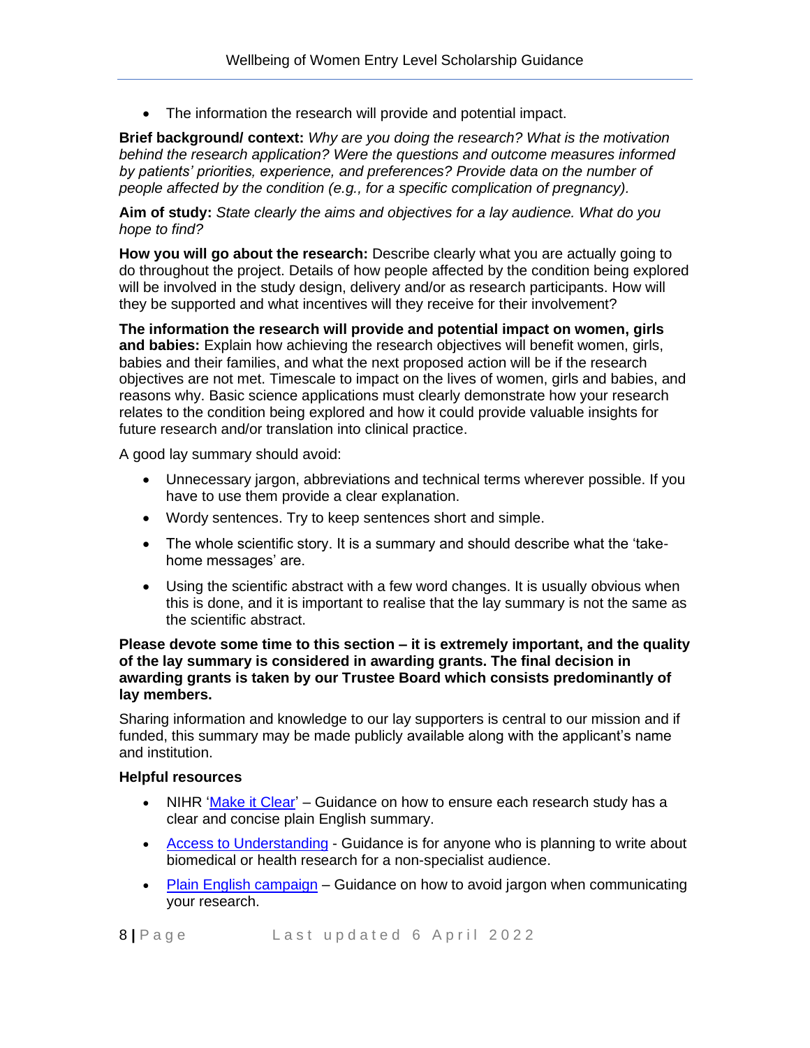- The information the research will provide and potential impact.

**Brief background/ context:** *Why are you doing the research? What is the motivation behind the research application? Were the questions and outcome measures informed by patients' priorities, experience, and preferences? Provide data on the number of people affected by the condition (e.g., for a specific complication of pregnancy).*

**Aim of study:** *State clearly the aims and objectives for a lay audience. What do you hope to find?*

**How you will go about the research:** Describe clearly what you are actually going to do throughout the project. Details of how people affected by the condition being explored will be involved in the study design, delivery and/or as research participants. How will they be supported and what incentives will they receive for their involvement?

**The information the research will provide and potential impact on women, girls and babies:** Explain how achieving the research objectives will benefit women, girls, babies and their families, and what the next proposed action will be if the research objectives are not met. Timescale to impact on the lives of women, girls and babies, and reasons why. Basic science applications must clearly demonstrate how your research relates to the condition being explored and how it could provide valuable insights for future research and/or translation into clinical practice.

A good lay summary should avoid:

- Unnecessary jargon, abbreviations and technical terms wherever possible. If you have to use them provide a clear explanation.
- Wordy sentences. Try to keep sentences short and simple.
- The whole scientific story. It is a summary and should describe what the 'take-home messages' are.
- Using the scientific abstract with a few word changes. It is usually obvious when this is done, and it is important to realise that the lay summary is not the same as the scientific abstract.

**Please devote some time to this section – it is extremely important, and the quality of the lay summary is considered in awarding grants. The final decision in awarding grants is taken by our Trustee Board which consists predominantly of lay members.**

Sharing information and knowledge to our lay supporters is central to our mission and if funded, this summary may be made publicly available along with the applicant's name and institution.

**Helpful resources**

- NIHR 'Make it Clear' – Guidance on how to ensure each research study has a clear and concise plain English summary.
- Access to Understanding - Guidance is for anyone who is planning to write about biomedical or health research for a non-specialist audience.
- Plain English campaign – Guidance on how to avoid jargon when communicating your research.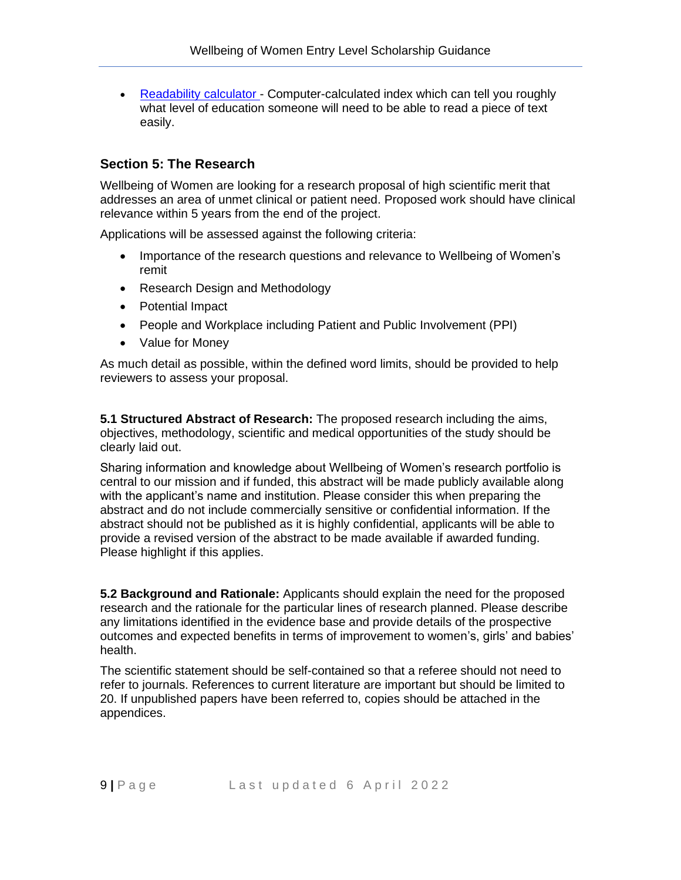- Readability calculator - Computer-calculated index which can tell you roughly what level of education someone will need to be able to read a piece of text easily.

### Section 5: The Research

Wellbeing of Women are looking for a research proposal of high scientific merit that addresses an area of unmet clinical or patient need. Proposed work should have clinical relevance within 5 years from the end of the project.

Applications will be assessed against the following criteria:

- Importance of the research questions and relevance to Wellbeing of Women's remit
- Research Design and Methodology
- Potential Impact
- People and Workplace including Patient and Public Involvement (PPI)
- Value for Money

As much detail as possible, within the defined word limits, should be provided to help reviewers to assess your proposal.

**5.1 Structured Abstract of Research:** The proposed research including the aims, objectives, methodology, scientific and medical opportunities of the study should be clearly laid out.

Sharing information and knowledge about Wellbeing of Women's research portfolio is central to our mission and if funded, this abstract will be made publicly available along with the applicant's name and institution. Please consider this when preparing the abstract and do not include commercially sensitive or confidential information. If the abstract should not be published as it is highly confidential, applicants will be able to provide a revised version of the abstract to be made available if awarded funding. Please highlight if this applies.

**5.2 Background and Rationale:** Applicants should explain the need for the proposed research and the rationale for the particular lines of research planned. Please describe any limitations identified in the evidence base and provide details of the prospective outcomes and expected benefits in terms of improvement to women's, girls' and babies' health.

The scientific statement should be self-contained so that a referee should not need to refer to journals. References to current literature are important but should be limited to 20. If unpublished papers have been referred to, copies should be attached in the appendices.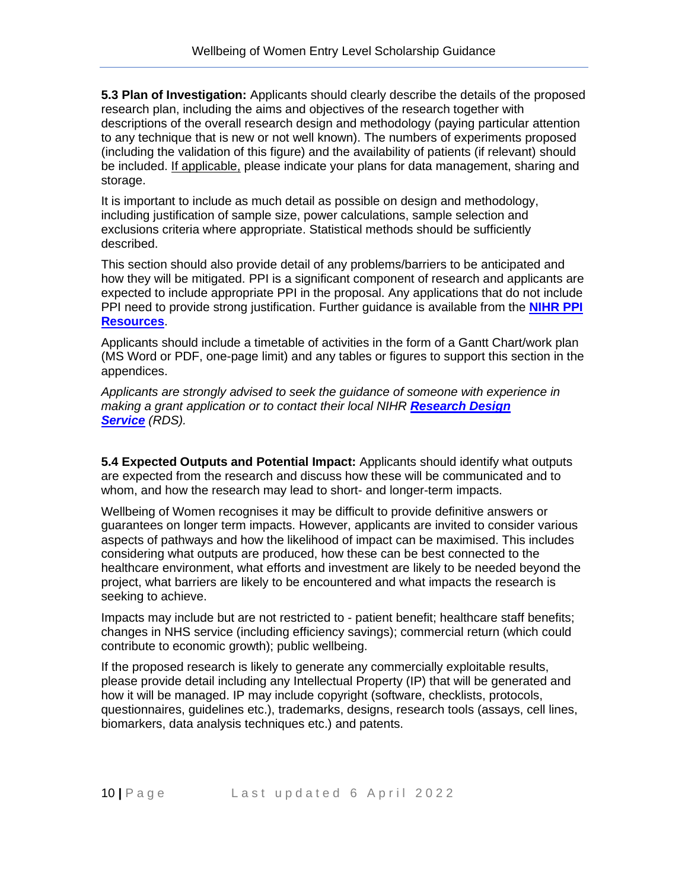**5.3 Plan of Investigation:** Applicants should clearly describe the details of the proposed research plan, including the aims and objectives of the research together with descriptions of the overall research design and methodology (paying particular attention to any technique that is new or not well known). The numbers of experiments proposed (including the validation of this figure) and the availability of patients (if relevant) should be included. If applicable, please indicate your plans for data management, sharing and storage.

It is important to include as much detail as possible on design and methodology, including justification of sample size, power calculations, sample selection and exclusions criteria where appropriate. Statistical methods should be sufficiently described.

This section should also provide detail of any problems/barriers to be anticipated and how they will be mitigated. PPI is a significant component of research and applicants are expected to include appropriate PPI in the proposal. Any applications that do not include PPI need to provide strong justification. Further guidance is available from the **NIHR PPI Resources**.

Applicants should include a timetable of activities in the form of a Gantt Chart/work plan (MS Word or PDF, one-page limit) and any tables or figures to support this section in the appendices.

*Applicants are strongly advised to seek the guidance of someone with experience in making a grant application or to contact their local NIHR* ***Research Design Service*** *(RDS).*

**5.4 Expected Outputs and Potential Impact:** Applicants should identify what outputs are expected from the research and discuss how these will be communicated and to whom, and how the research may lead to short- and longer-term impacts.

Wellbeing of Women recognises it may be difficult to provide definitive answers or guarantees on longer term impacts. However, applicants are invited to consider various aspects of pathways and how the likelihood of impact can be maximised. This includes considering what outputs are produced, how these can be best connected to the healthcare environment, what efforts and investment are likely to be needed beyond the project, what barriers are likely to be encountered and what impacts the research is seeking to achieve.

Impacts may include but are not restricted to - patient benefit; healthcare staff benefits; changes in NHS service (including efficiency savings); commercial return (which could contribute to economic growth); public wellbeing.

If the proposed research is likely to generate any commercially exploitable results, please provide detail including any Intellectual Property (IP) that will be generated and how it will be managed. IP may include copyright (software, checklists, protocols, questionnaires, guidelines etc.), trademarks, designs, research tools (assays, cell lines, biomarkers, data analysis techniques etc.) and patents.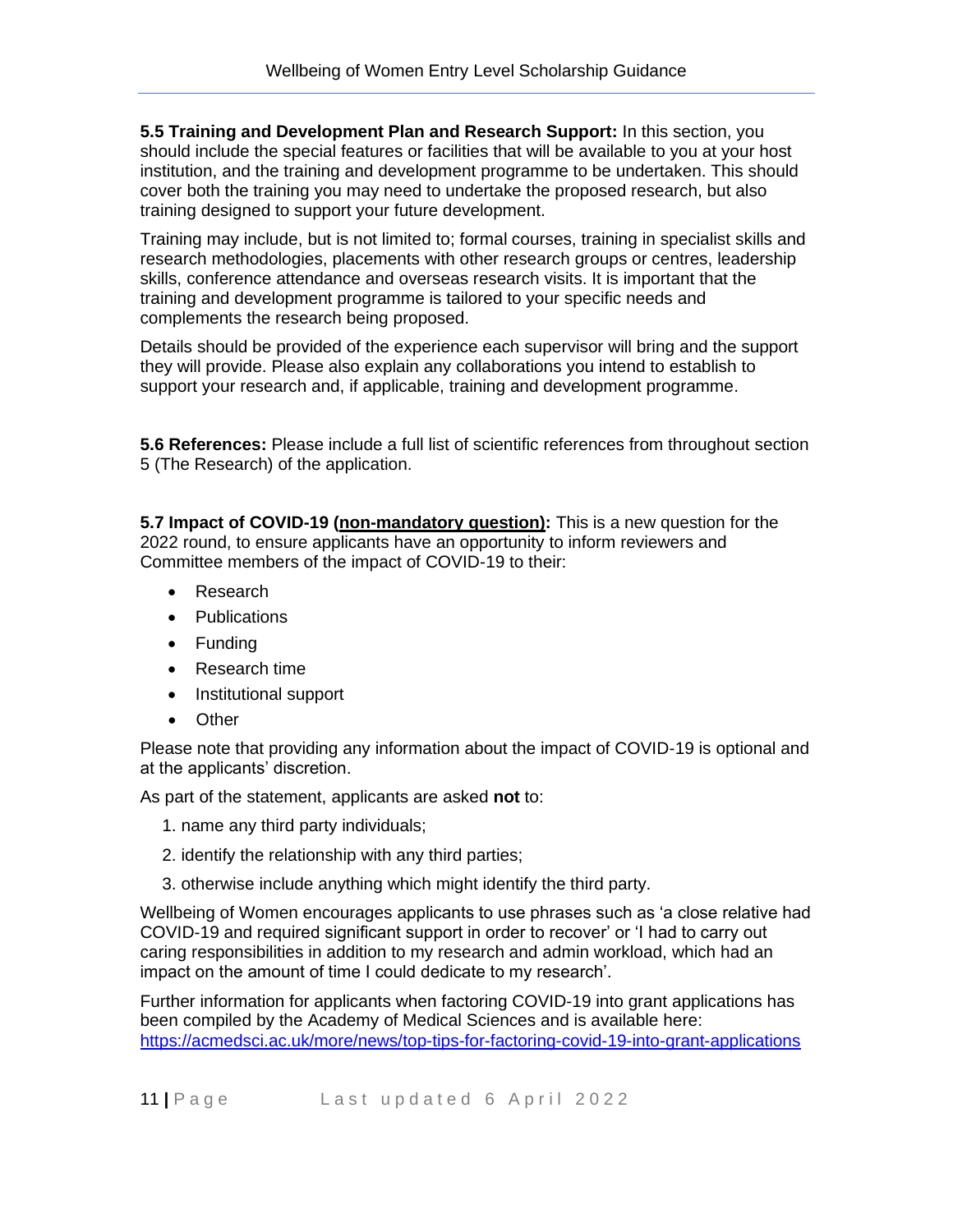**5.5 Training and Development Plan and Research Support:** In this section, you should include the special features or facilities that will be available to you at your host institution, and the training and development programme to be undertaken. This should cover both the training you may need to undertake the proposed research, but also training designed to support your future development.

Training may include, but is not limited to; formal courses, training in specialist skills and research methodologies, placements with other research groups or centres, leadership skills, conference attendance and overseas research visits. It is important that the training and development programme is tailored to your specific needs and complements the research being proposed.

Details should be provided of the experience each supervisor will bring and the support they will provide. Please also explain any collaborations you intend to establish to support your research and, if applicable, training and development programme.

**5.6 References:** Please include a full list of scientific references from throughout section 5 (The Research) of the application.

**5.7 Impact of COVID-19 (<u>non-mandatory question</u>):** This is a new question for the 2022 round, to ensure applicants have an opportunity to inform reviewers and Committee members of the impact of COVID-19 to their:

- Research
- Publications
- Funding
- Research time
- Institutional support
- Other

Please note that providing any information about the impact of COVID-19 is optional and at the applicants' discretion.

As part of the statement, applicants are asked **not** to:

1. name any third party individuals;
2. identify the relationship with any third parties;
3. otherwise include anything which might identify the third party.

Wellbeing of Women encourages applicants to use phrases such as 'a close relative had COVID-19 and required significant support in order to recover' or 'I had to carry out caring responsibilities in addition to my research and admin workload, which had an impact on the amount of time I could dedicate to my research'.

Further information for applicants when factoring COVID-19 into grant applications has been compiled by the Academy of Medical Sciences and is available here: https://acmedsci.ac.uk/more/news/top-tips-for-factoring-covid-19-into-grant-applications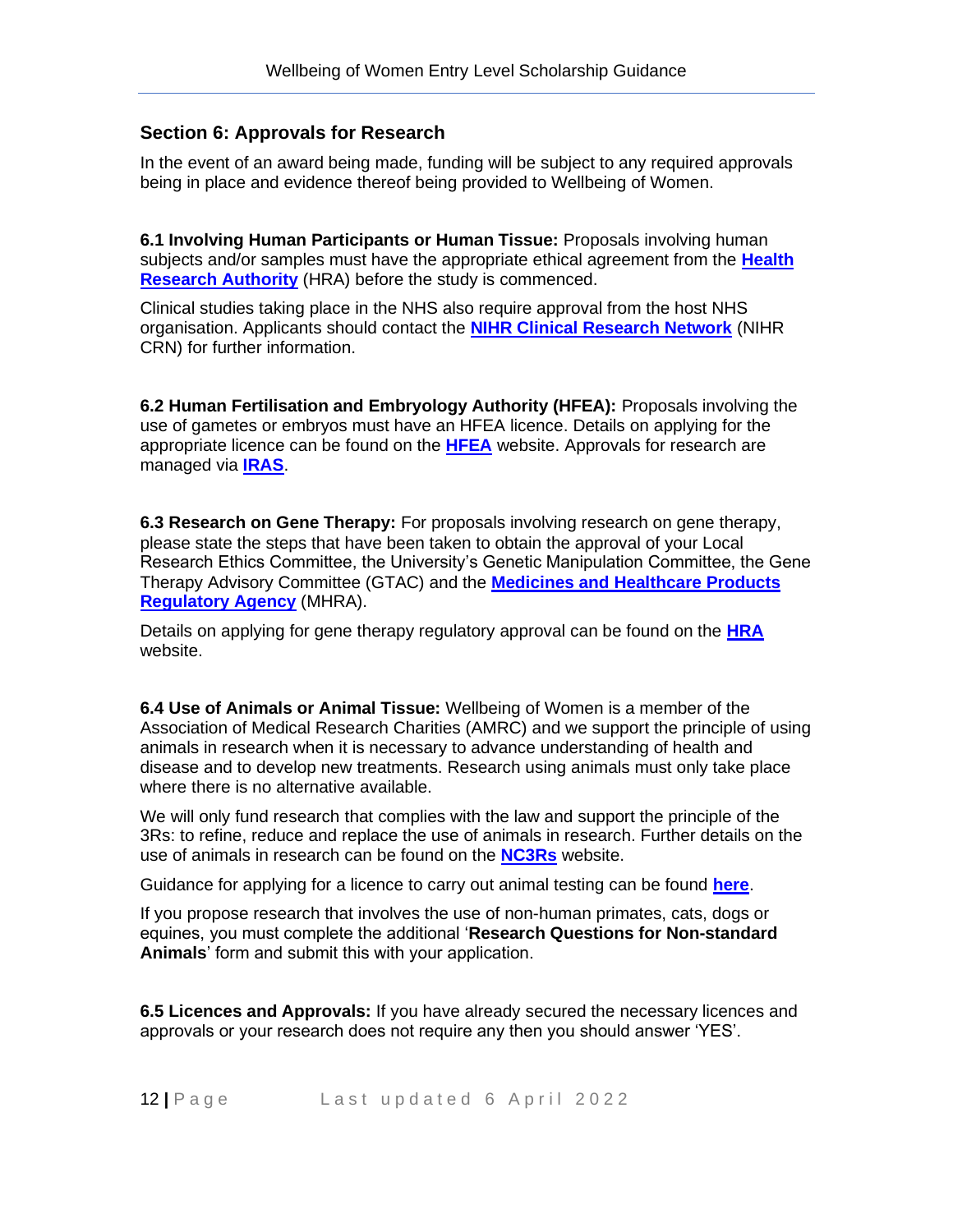## Section 6: Approvals for Research

In the event of an award being made, funding will be subject to any required approvals being in place and evidence thereof being provided to Wellbeing of Women.

**6.1 Involving Human Participants or Human Tissue:** Proposals involving human subjects and/or samples must have the appropriate ethical agreement from the **Health Research Authority** (HRA) before the study is commenced.

Clinical studies taking place in the NHS also require approval from the host NHS organisation. Applicants should contact the **NIHR Clinical Research Network** (NIHR CRN) for further information.

**6.2 Human Fertilisation and Embryology Authority (HFEA):** Proposals involving the use of gametes or embryos must have an HFEA licence. Details on applying for the appropriate licence can be found on the **HFEA** website. Approvals for research are managed via **IRAS**.

**6.3 Research on Gene Therapy:** For proposals involving research on gene therapy, please state the steps that have been taken to obtain the approval of your Local Research Ethics Committee, the University's Genetic Manipulation Committee, the Gene Therapy Advisory Committee (GTAC) and the **Medicines and Healthcare Products Regulatory Agency** (MHRA).

Details on applying for gene therapy regulatory approval can be found on the **HRA** website.

**6.4 Use of Animals or Animal Tissue:** Wellbeing of Women is a member of the Association of Medical Research Charities (AMRC) and we support the principle of using animals in research when it is necessary to advance understanding of health and disease and to develop new treatments. Research using animals must only take place where there is no alternative available.

We will only fund research that complies with the law and support the principle of the 3Rs: to refine, reduce and replace the use of animals in research. Further details on the use of animals in research can be found on the **NC3Rs** website.

Guidance for applying for a licence to carry out animal testing can be found **here**.

If you propose research that involves the use of non-human primates, cats, dogs or equines, you must complete the additional '**Research Questions for Non-standard Animals**' form and submit this with your application.

**6.5 Licences and Approvals:** If you have already secured the necessary licences and approvals or your research does not require any then you should answer 'YES'.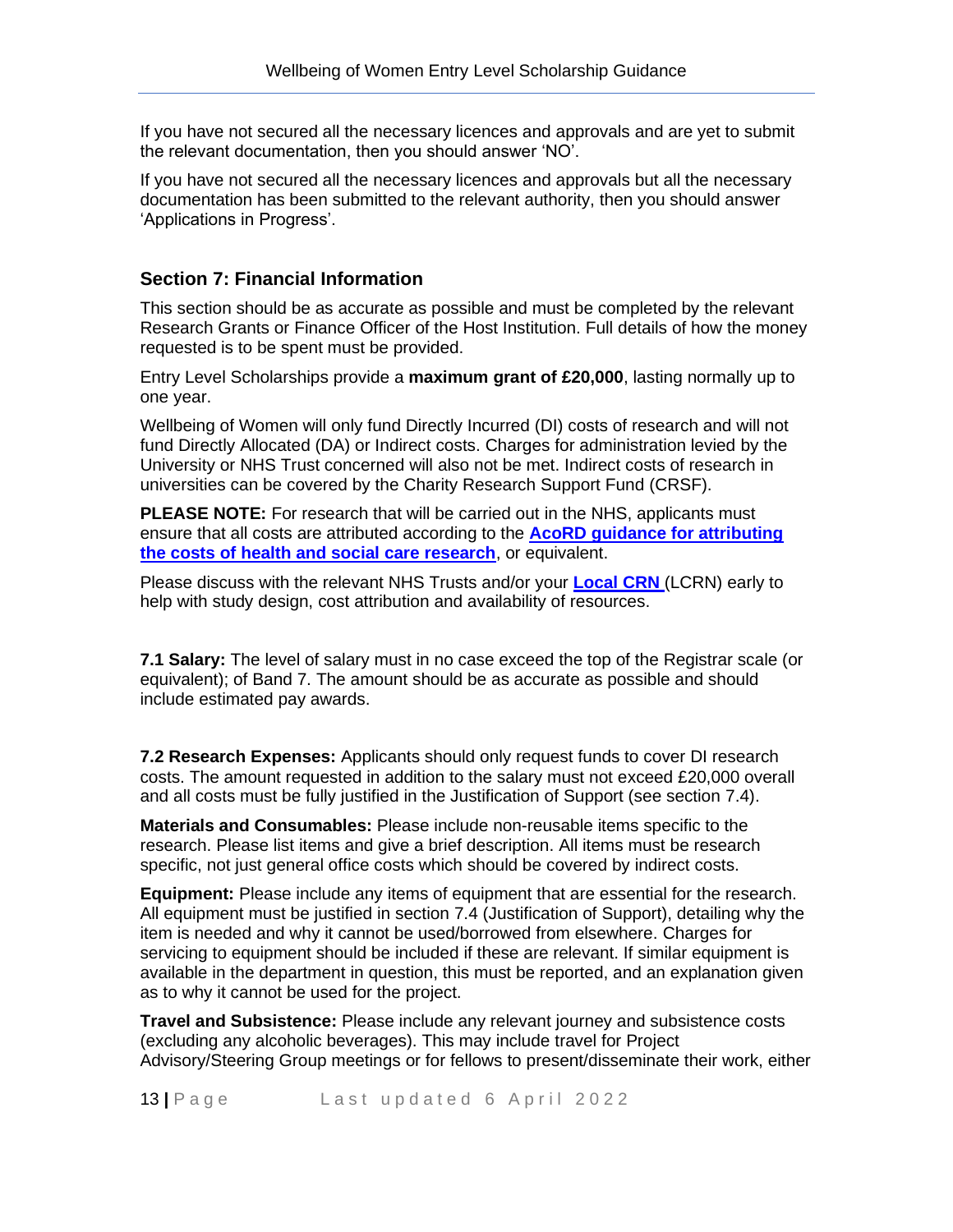If you have not secured all the necessary licences and approvals and are yet to submit the relevant documentation, then you should answer 'NO'.

If you have not secured all the necessary licences and approvals but all the necessary documentation has been submitted to the relevant authority, then you should answer 'Applications in Progress'.

## Section 7: Financial Information

This section should be as accurate as possible and must be completed by the relevant Research Grants or Finance Officer of the Host Institution. Full details of how the money requested is to be spent must be provided.

Entry Level Scholarships provide a **maximum grant of £20,000**, lasting normally up to one year.

Wellbeing of Women will only fund Directly Incurred (DI) costs of research and will not fund Directly Allocated (DA) or Indirect costs. Charges for administration levied by the University or NHS Trust concerned will also not be met. Indirect costs of research in universities can be covered by the Charity Research Support Fund (CRSF).

**PLEASE NOTE:** For research that will be carried out in the NHS, applicants must ensure that all costs are attributed according to the **AcoRD guidance for attributing the costs of health and social care research**, or equivalent.

Please discuss with the relevant NHS Trusts and/or your **Local CRN** (LCRN) early to help with study design, cost attribution and availability of resources.

**7.1 Salary:** The level of salary must in no case exceed the top of the Registrar scale (or equivalent); of Band 7. The amount should be as accurate as possible and should include estimated pay awards.

**7.2 Research Expenses:** Applicants should only request funds to cover DI research costs. The amount requested in addition to the salary must not exceed £20,000 overall and all costs must be fully justified in the Justification of Support (see section 7.4).

**Materials and Consumables:** Please include non-reusable items specific to the research. Please list items and give a brief description. All items must be research specific, not just general office costs which should be covered by indirect costs.

**Equipment:** Please include any items of equipment that are essential for the research. All equipment must be justified in section 7.4 (Justification of Support), detailing why the item is needed and why it cannot be used/borrowed from elsewhere. Charges for servicing to equipment should be included if these are relevant. If similar equipment is available in the department in question, this must be reported, and an explanation given as to why it cannot be used for the project.

**Travel and Subsistence:** Please include any relevant journey and subsistence costs (excluding any alcoholic beverages). This may include travel for Project Advisory/Steering Group meetings or for fellows to present/disseminate their work, either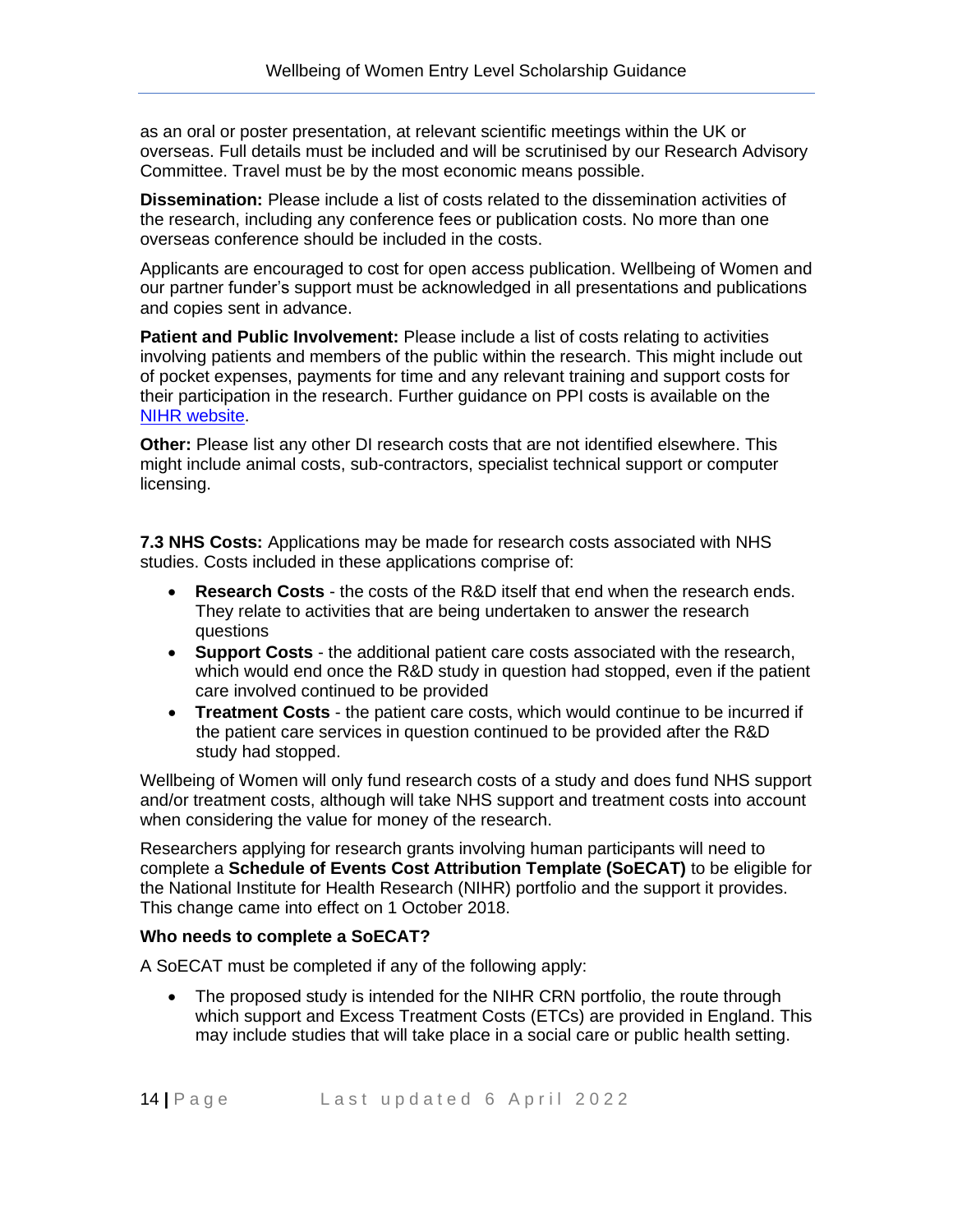as an oral or poster presentation, at relevant scientific meetings within the UK or overseas. Full details must be included and will be scrutinised by our Research Advisory Committee. Travel must be by the most economic means possible.

**Dissemination:** Please include a list of costs related to the dissemination activities of the research, including any conference fees or publication costs. No more than one overseas conference should be included in the costs.

Applicants are encouraged to cost for open access publication. Wellbeing of Women and our partner funder's support must be acknowledged in all presentations and publications and copies sent in advance.

**Patient and Public Involvement:** Please include a list of costs relating to activities involving patients and members of the public within the research. This might include out of pocket expenses, payments for time and any relevant training and support costs for their participation in the research. Further guidance on PPI costs is available on the [NIHR website](NIHR website).

**Other:** Please list any other DI research costs that are not identified elsewhere. This might include animal costs, sub-contractors, specialist technical support or computer licensing.

**7.3 NHS Costs:** Applications may be made for research costs associated with NHS studies. Costs included in these applications comprise of:

- **Research Costs** - the costs of the R&D itself that end when the research ends. They relate to activities that are being undertaken to answer the research questions
- **Support Costs** - the additional patient care costs associated with the research, which would end once the R&D study in question had stopped, even if the patient care involved continued to be provided
- **Treatment Costs** - the patient care costs, which would continue to be incurred if the patient care services in question continued to be provided after the R&D study had stopped.

Wellbeing of Women will only fund research costs of a study and does fund NHS support and/or treatment costs, although will take NHS support and treatment costs into account when considering the value for money of the research.

Researchers applying for research grants involving human participants will need to complete a **Schedule of Events Cost Attribution Template (SoECAT)** to be eligible for the National Institute for Health Research (NIHR) portfolio and the support it provides. This change came into effect on 1 October 2018.

**Who needs to complete a SoECAT?**

A SoECAT must be completed if any of the following apply:

- The proposed study is intended for the NIHR CRN portfolio, the route through which support and Excess Treatment Costs (ETCs) are provided in England. This may include studies that will take place in a social care or public health setting.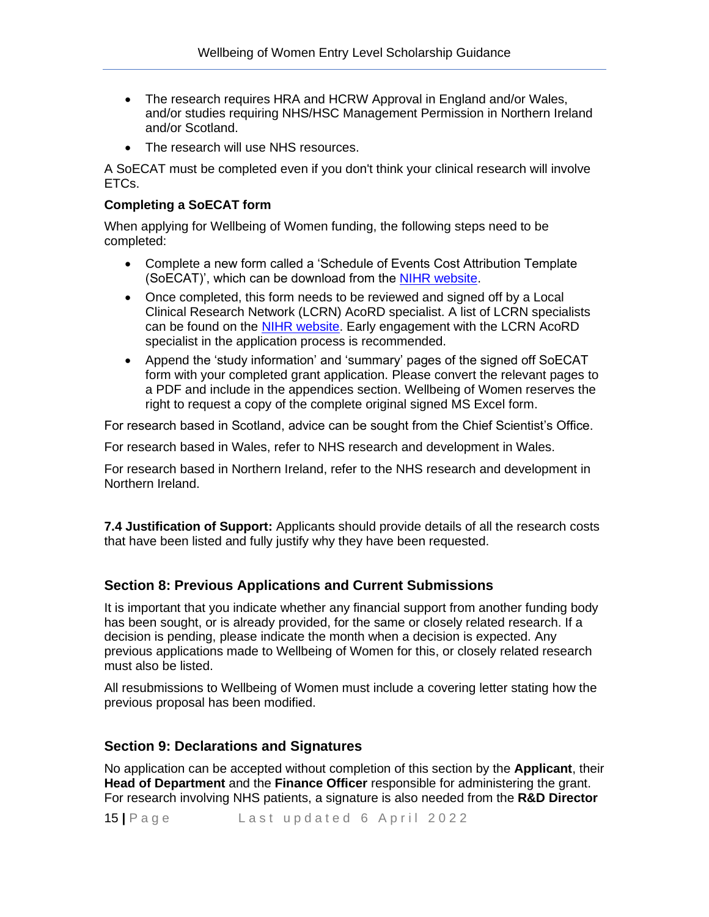- The research requires HRA and HCRW Approval in England and/or Wales, and/or studies requiring NHS/HSC Management Permission in Northern Ireland and/or Scotland.
- The research will use NHS resources.

A SoECAT must be completed even if you don't think your clinical research will involve ETCs.

**Completing a SoECAT form**

When applying for Wellbeing of Women funding, the following steps need to be completed:

- Complete a new form called a 'Schedule of Events Cost Attribution Template (SoECAT)', which can be download from the NIHR website.
- Once completed, this form needs to be reviewed and signed off by a Local Clinical Research Network (LCRN) AcoRD specialist. A list of LCRN specialists can be found on the NIHR website. Early engagement with the LCRN AcoRD specialist in the application process is recommended.
- Append the 'study information' and 'summary' pages of the signed off SoECAT form with your completed grant application. Please convert the relevant pages to a PDF and include in the appendices section. Wellbeing of Women reserves the right to request a copy of the complete original signed MS Excel form.

For research based in Scotland, advice can be sought from the Chief Scientist's Office.

For research based in Wales, refer to NHS research and development in Wales.

For research based in Northern Ireland, refer to the NHS research and development in Northern Ireland.

**7.4 Justification of Support:** Applicants should provide details of all the research costs that have been listed and fully justify why they have been requested.

## Section 8: Previous Applications and Current Submissions

It is important that you indicate whether any financial support from another funding body has been sought, or is already provided, for the same or closely related research. If a decision is pending, please indicate the month when a decision is expected. Any previous applications made to Wellbeing of Women for this, or closely related research must also be listed.

All resubmissions to Wellbeing of Women must include a covering letter stating how the previous proposal has been modified.

## Section 9: Declarations and Signatures

No application can be accepted without completion of this section by the **Applicant**, their **Head of Department** and the **Finance Officer** responsible for administering the grant. For research involving NHS patients, a signature is also needed from the **R&D Director**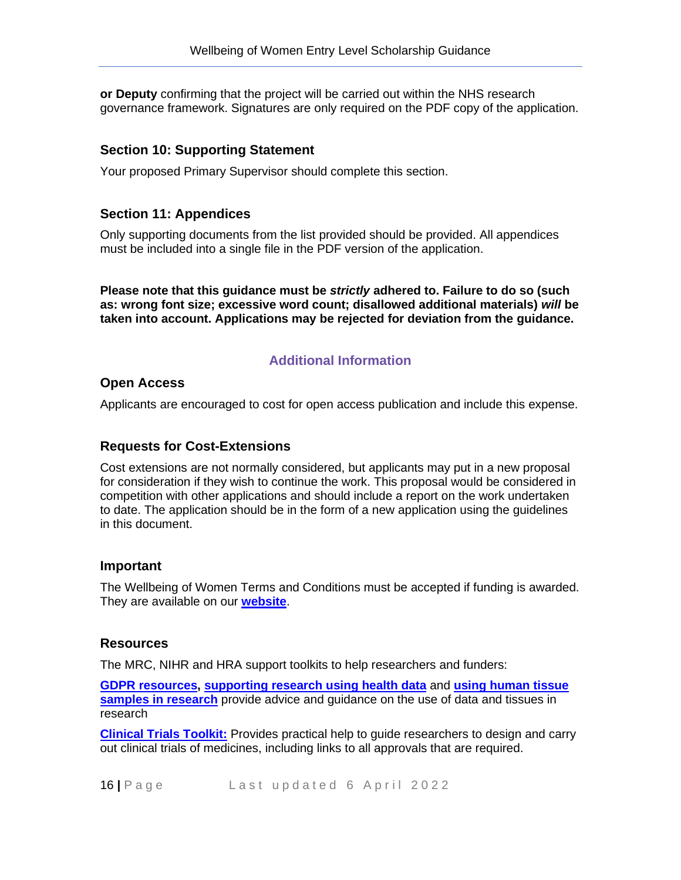**or Deputy** confirming that the project will be carried out within the NHS research governance framework. Signatures are only required on the PDF copy of the application.

### Section 10: Supporting Statement

Your proposed Primary Supervisor should complete this section.

### Section 11: Appendices

Only supporting documents from the list provided should be provided. All appendices must be included into a single file in the PDF version of the application.

**Please note that this guidance must be *strictly* adhered to. Failure to do so (such as: wrong font size; excessive word count; disallowed additional materials) *will* be taken into account. Applications may be rejected for deviation from the guidance.**

## Additional Information

### Open Access

Applicants are encouraged to cost for open access publication and include this expense.

### Requests for Cost-Extensions

Cost extensions are not normally considered, but applicants may put in a new proposal for consideration if they wish to continue the work. This proposal would be considered in competition with other applications and should include a report on the work undertaken to date. The application should be in the form of a new application using the guidelines in this document.

### Important

The Wellbeing of Women Terms and Conditions must be accepted if funding is awarded. They are available on our **website**.

### Resources

The MRC, NIHR and HRA support toolkits to help researchers and funders:

**GDPR resources**, **supporting research using health data** and **using human tissue samples in research** provide advice and guidance on the use of data and tissues in research

**Clinical Trials Toolkit:** Provides practical help to guide researchers to design and carry out clinical trials of medicines, including links to all approvals that are required.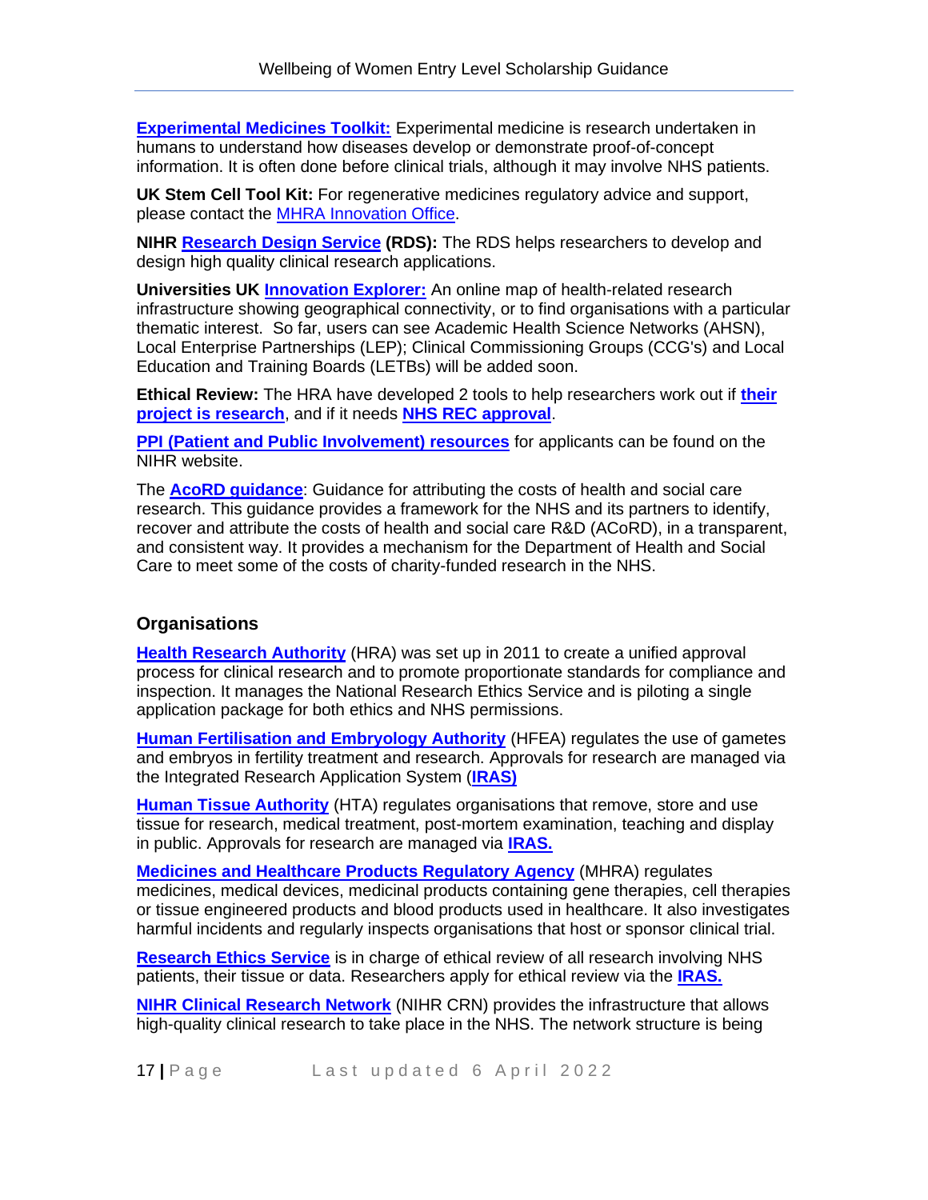**Experimental Medicines Toolkit:** Experimental medicine is research undertaken in humans to understand how diseases develop or demonstrate proof-of-concept information. It is often done before clinical trials, although it may involve NHS patients.

**UK Stem Cell Tool Kit:** For regenerative medicines regulatory advice and support, please contact the MHRA Innovation Office.

**NIHR Research Design Service (RDS):** The RDS helps researchers to develop and design high quality clinical research applications.

**Universities UK Innovation Explorer:** An online map of health-related research infrastructure showing geographical connectivity, or to find organisations with a particular thematic interest. So far, users can see Academic Health Science Networks (AHSN), Local Enterprise Partnerships (LEP); Clinical Commissioning Groups (CCG's) and Local Education and Training Boards (LETBs) will be added soon.

**Ethical Review:** The HRA have developed 2 tools to help researchers work out if **their project is research**, and if it needs **NHS REC approval**.

**PPI (Patient and Public Involvement) resources** for applicants can be found on the NIHR website.

The **AcoRD guidance**: Guidance for attributing the costs of health and social care research. This guidance provides a framework for the NHS and its partners to identify, recover and attribute the costs of health and social care R&D (ACoRD), in a transparent, and consistent way. It provides a mechanism for the Department of Health and Social Care to meet some of the costs of charity-funded research in the NHS.

## Organisations

**Health Research Authority** (HRA) was set up in 2011 to create a unified approval process for clinical research and to promote proportionate standards for compliance and inspection. It manages the National Research Ethics Service and is piloting a single application package for both ethics and NHS permissions.

**Human Fertilisation and Embryology Authority** (HFEA) regulates the use of gametes and embryos in fertility treatment and research. Approvals for research are managed via the Integrated Research Application System (**IRAS)**

**Human Tissue Authority** (HTA) regulates organisations that remove, store and use tissue for research, medical treatment, post-mortem examination, teaching and display in public. Approvals for research are managed via **IRAS.**

**Medicines and Healthcare Products Regulatory Agency** (MHRA) regulates medicines, medical devices, medicinal products containing gene therapies, cell therapies or tissue engineered products and blood products used in healthcare. It also investigates harmful incidents and regularly inspects organisations that host or sponsor clinical trial.

**Research Ethics Service** is in charge of ethical review of all research involving NHS patients, their tissue or data. Researchers apply for ethical review via the **IRAS.**

**NIHR Clinical Research Network** (NIHR CRN) provides the infrastructure that allows high-quality clinical research to take place in the NHS. The network structure is being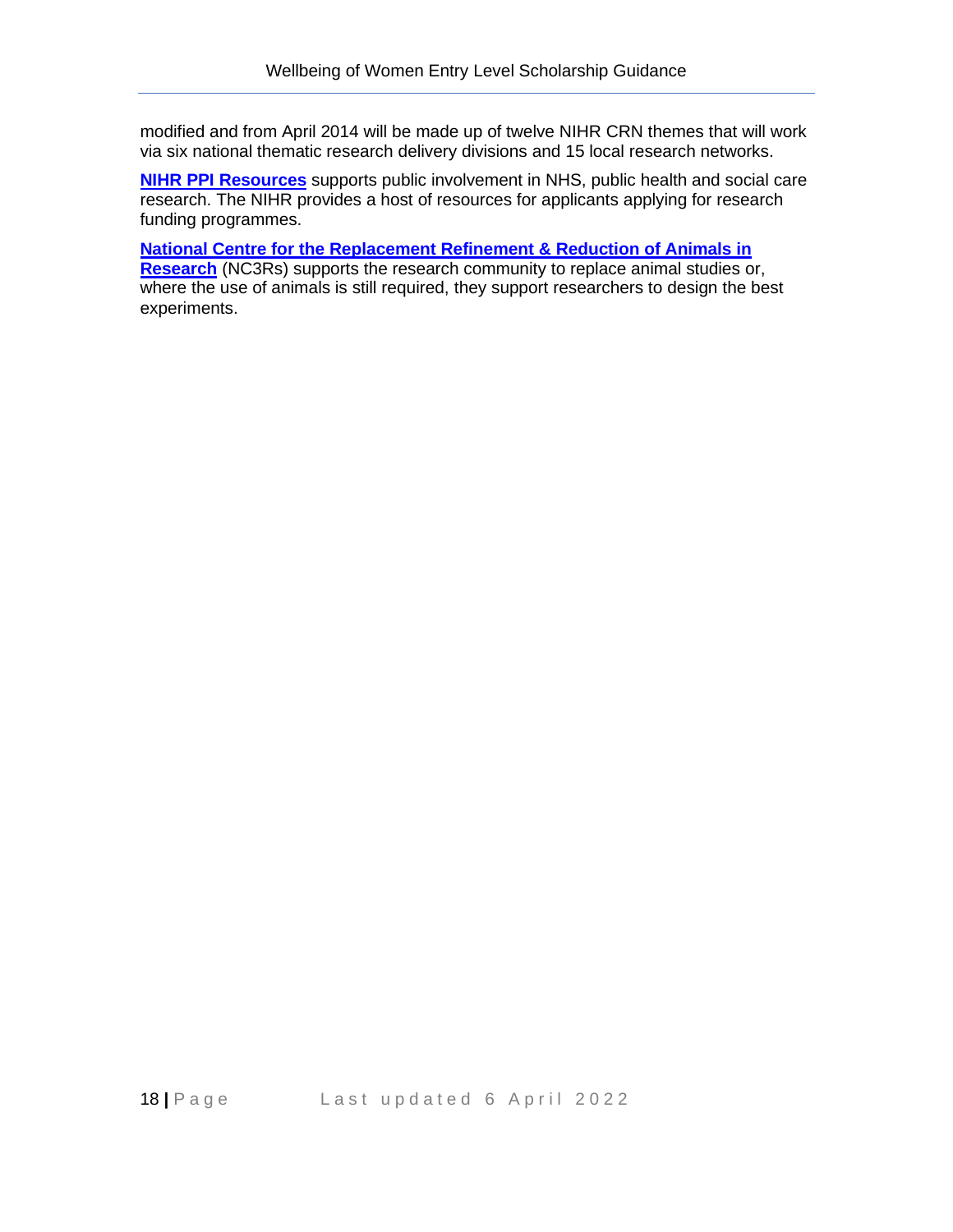modified and from April 2014 will be made up of twelve NIHR CRN themes that will work via six national thematic research delivery divisions and 15 local research networks.

**NIHR PPI Resources** supports public involvement in NHS, public health and social care research. The NIHR provides a host of resources for applicants applying for research funding programmes.

**National Centre for the Replacement Refinement & Reduction of Animals in Research** (NC3Rs) supports the research community to replace animal studies or, where the use of animals is still required, they support researchers to design the best experiments.